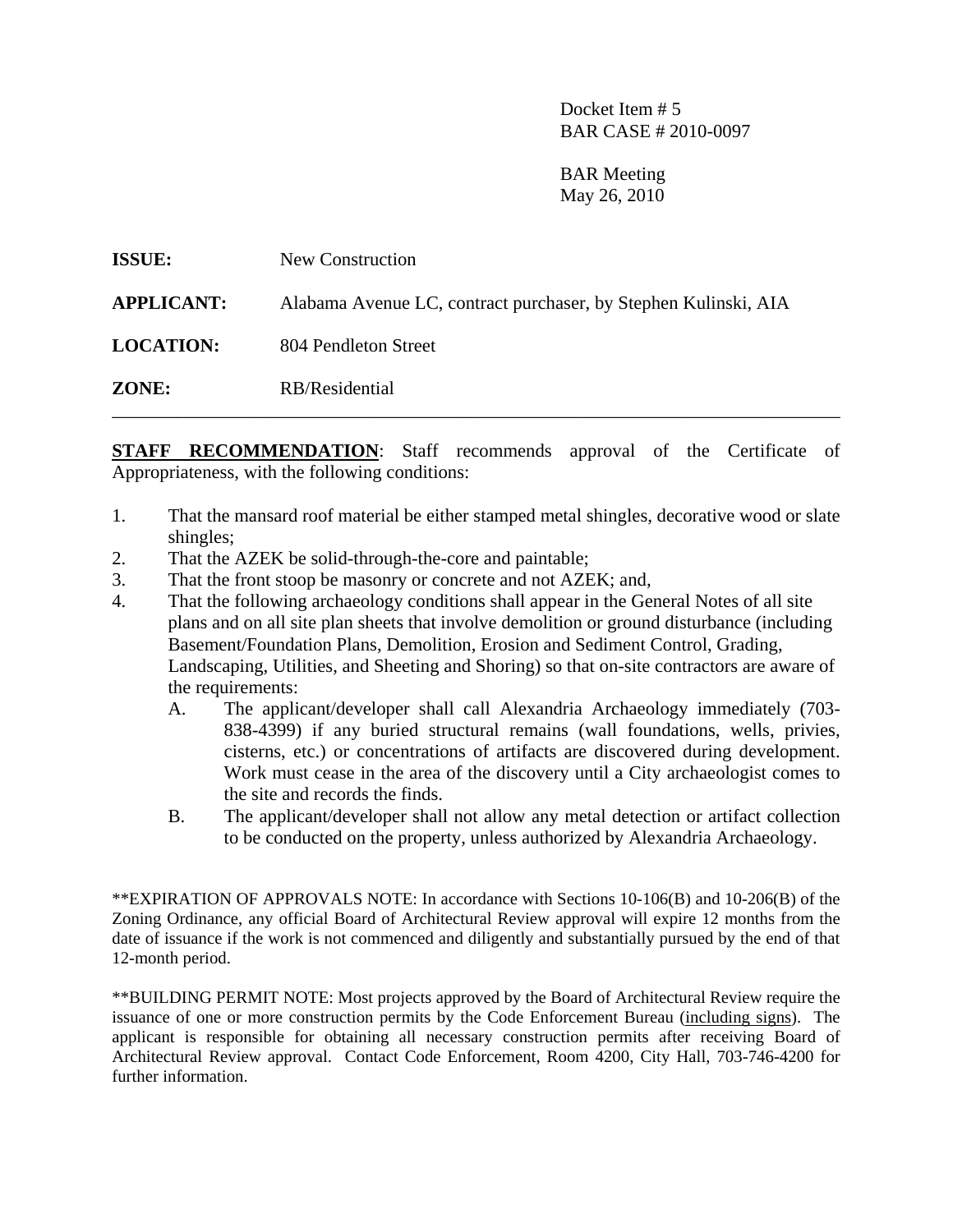Docket Item # 5
BAR CASE # 2010-0097

BAR Meeting
May 26, 2010

**ISSUE:** New Construction

**APPLICANT:** Alabama Avenue LC, contract purchaser, by Stephen Kulinski, AIA

**LOCATION:** 804 Pendleton Street

**ZONE:** RB/Residential

---

**STAFF RECOMMENDATION**: Staff recommends approval of the Certificate of Appropriateness, with the following conditions:

1. That the mansard roof material be either stamped metal shingles, decorative wood or slate shingles;
2. That the AZEK be solid-through-the-core and paintable;
3. That the front stoop be masonry or concrete and not AZEK; and,
4. That the following archaeology conditions shall appear in the General Notes of all site plans and on all site plan sheets that involve demolition or ground disturbance (including Basement/Foundation Plans, Demolition, Erosion and Sediment Control, Grading, Landscaping, Utilities, and Sheeting and Shoring) so that on-site contractors are aware of the requirements:
   - A. The applicant/developer shall call Alexandria Archaeology immediately (703-838-4399) if any buried structural remains (wall foundations, wells, privies, cisterns, etc.) or concentrations of artifacts are discovered during development. Work must cease in the area of the discovery until a City archaeologist comes to the site and records the finds.
   - B. The applicant/developer shall not allow any metal detection or artifact collection to be conducted on the property, unless authorized by Alexandria Archaeology.

**EXPIRATION OF APPROVALS NOTE: In accordance with Sections 10-106(B) and 10-206(B) of the Zoning Ordinance, any official Board of Architectural Review approval will expire 12 months from the date of issuance if the work is not commenced and diligently and substantially pursued by the end of that 12-month period.

**BUILDING PERMIT NOTE: Most projects approved by the Board of Architectural Review require the issuance of one or more construction permits by the Code Enforcement Bureau (including signs). The applicant is responsible for obtaining all necessary construction permits after receiving Board of Architectural Review approval. Contact Code Enforcement, Room 4200, City Hall, 703-746-4200 for further information.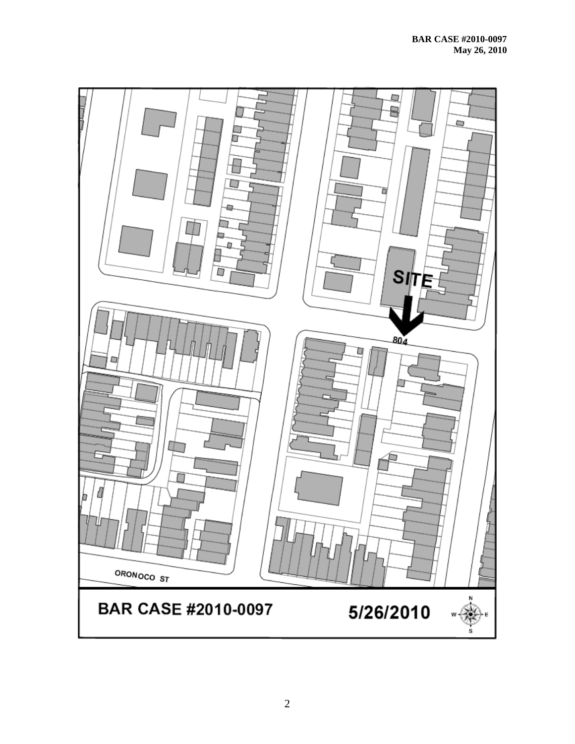SITE

804

ORONOCO ST

BAR CASE #2010-0097

5/26/2010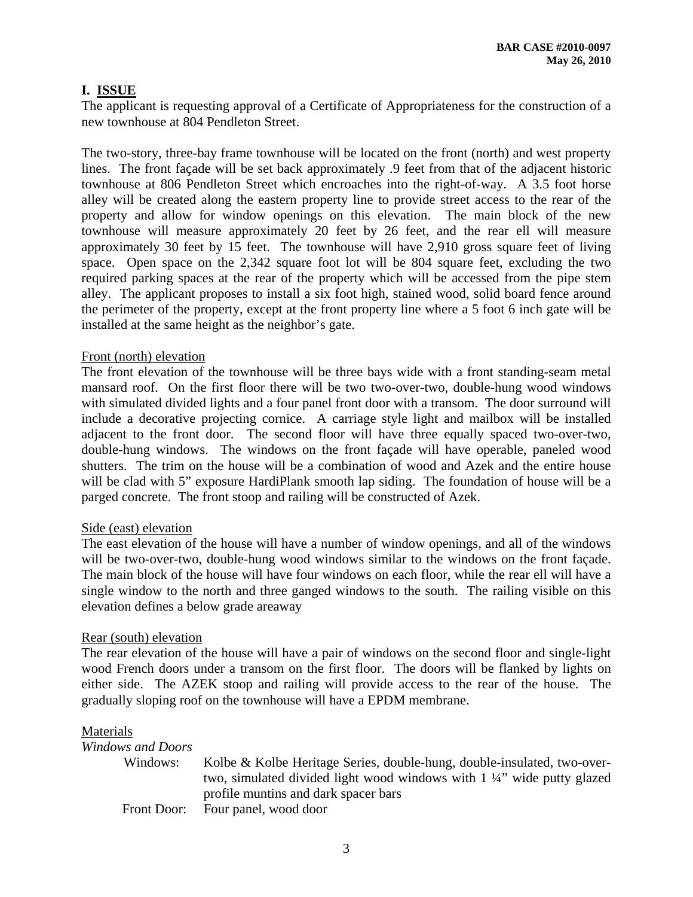**BAR CASE #2010-0097**
**May 26, 2010**

## I. ISSUE

The applicant is requesting approval of a Certificate of Appropriateness for the construction of a new townhouse at 804 Pendleton Street.

The two-story, three-bay frame townhouse will be located on the front (north) and west property lines. The front façade will be set back approximately .9 feet from that of the adjacent historic townhouse at 806 Pendleton Street which encroaches into the right-of-way. A 3.5 foot horse alley will be created along the eastern property line to provide street access to the rear of the property and allow for window openings on this elevation. The main block of the new townhouse will measure approximately 20 feet by 26 feet, and the rear ell will measure approximately 30 feet by 15 feet. The townhouse will have 2,910 gross square feet of living space. Open space on the 2,342 square foot lot will be 804 square feet, excluding the two required parking spaces at the rear of the property which will be accessed from the pipe stem alley. The applicant proposes to install a six foot high, stained wood, solid board fence around the perimeter of the property, except at the front property line where a 5 foot 6 inch gate will be installed at the same height as the neighbor's gate.

### Front (north) elevation

The front elevation of the townhouse will be three bays wide with a front standing-seam metal mansard roof. On the first floor there will be two two-over-two, double-hung wood windows with simulated divided lights and a four panel front door with a transom. The door surround will include a decorative projecting cornice. A carriage style light and mailbox will be installed adjacent to the front door. The second floor will have three equally spaced two-over-two, double-hung windows. The windows on the front façade will have operable, paneled wood shutters. The trim on the house will be a combination of wood and Azek and the entire house will be clad with 5" exposure HardiPlank smooth lap siding. The foundation of house will be a parged concrete. The front stoop and railing will be constructed of Azek.

### Side (east) elevation

The east elevation of the house will have a number of window openings, and all of the windows will be two-over-two, double-hung wood windows similar to the windows on the front façade. The main block of the house will have four windows on each floor, while the rear ell will have a single window to the north and three ganged windows to the south. The railing visible on this elevation defines a below grade areaway

### Rear (south) elevation

The rear elevation of the house will have a pair of windows on the second floor and single-light wood French doors under a transom on the first floor. The doors will be flanked by lights on either side. The AZEK stoop and railing will provide access to the rear of the house. The gradually sloping roof on the townhouse will have a EPDM membrane.

### Materials

*Windows and Doors*

- Windows: Kolbe & Kolbe Heritage Series, double-hung, double-insulated, two-over-two, simulated divided light wood windows with 1 ¼" wide putty glazed profile muntins and dark spacer bars
- Front Door: Four panel, wood door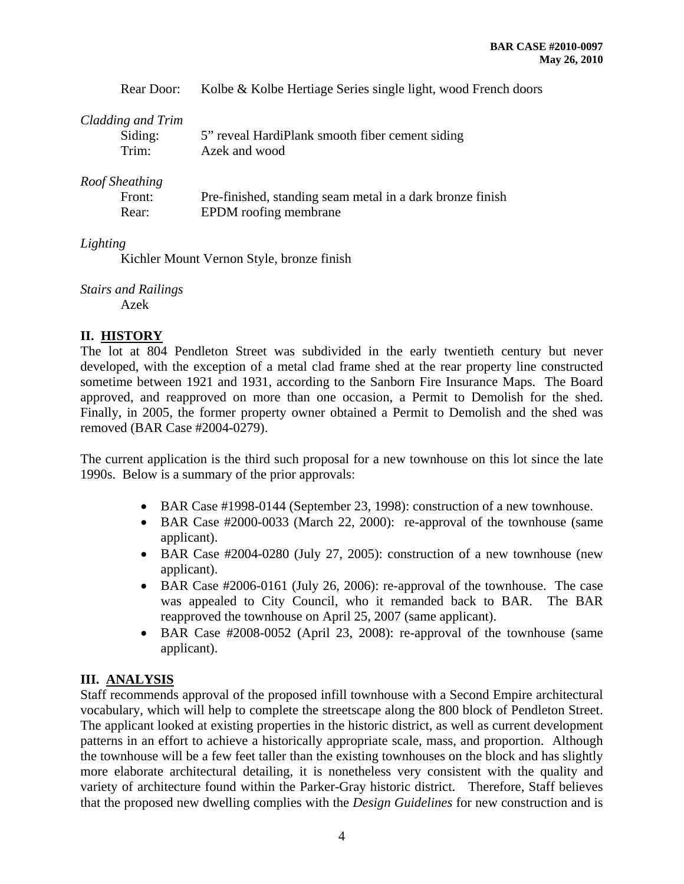Rear Door: Kolbe & Kolbe Hertiage Series single light, wood French doors

*Cladding and Trim*

Siding: 5" reveal HardiPlank smooth fiber cement siding

Trim: Azek and wood

*Roof Sheathing*

Front: Pre-finished, standing seam metal in a dark bronze finish

Rear: EPDM roofing membrane

*Lighting*

Kichler Mount Vernon Style, bronze finish

*Stairs and Railings*

Azek

## II. HISTORY

The lot at 804 Pendleton Street was subdivided in the early twentieth century but never developed, with the exception of a metal clad frame shed at the rear property line constructed sometime between 1921 and 1931, according to the Sanborn Fire Insurance Maps. The Board approved, and reapproved on more than one occasion, a Permit to Demolish for the shed. Finally, in 2005, the former property owner obtained a Permit to Demolish and the shed was removed (BAR Case #2004-0279).

The current application is the third such proposal for a new townhouse on this lot since the late 1990s. Below is a summary of the prior approvals:

- BAR Case #1998-0144 (September 23, 1998): construction of a new townhouse.
- BAR Case #2000-0033 (March 22, 2000): re-approval of the townhouse (same applicant).
- BAR Case #2004-0280 (July 27, 2005): construction of a new townhouse (new applicant).
- BAR Case #2006-0161 (July 26, 2006): re-approval of the townhouse. The case was appealed to City Council, who it remanded back to BAR. The BAR reapproved the townhouse on April 25, 2007 (same applicant).
- BAR Case #2008-0052 (April 23, 2008): re-approval of the townhouse (same applicant).

## III. ANALYSIS

Staff recommends approval of the proposed infill townhouse with a Second Empire architectural vocabulary, which will help to complete the streetscape along the 800 block of Pendleton Street. The applicant looked at existing properties in the historic district, as well as current development patterns in an effort to achieve a historically appropriate scale, mass, and proportion. Although the townhouse will be a few feet taller than the existing townhouses on the block and has slightly more elaborate architectural detailing, it is nonetheless very consistent with the quality and variety of architecture found within the Parker-Gray historic district. Therefore, Staff believes that the proposed new dwelling complies with the *Design Guidelines* for new construction and is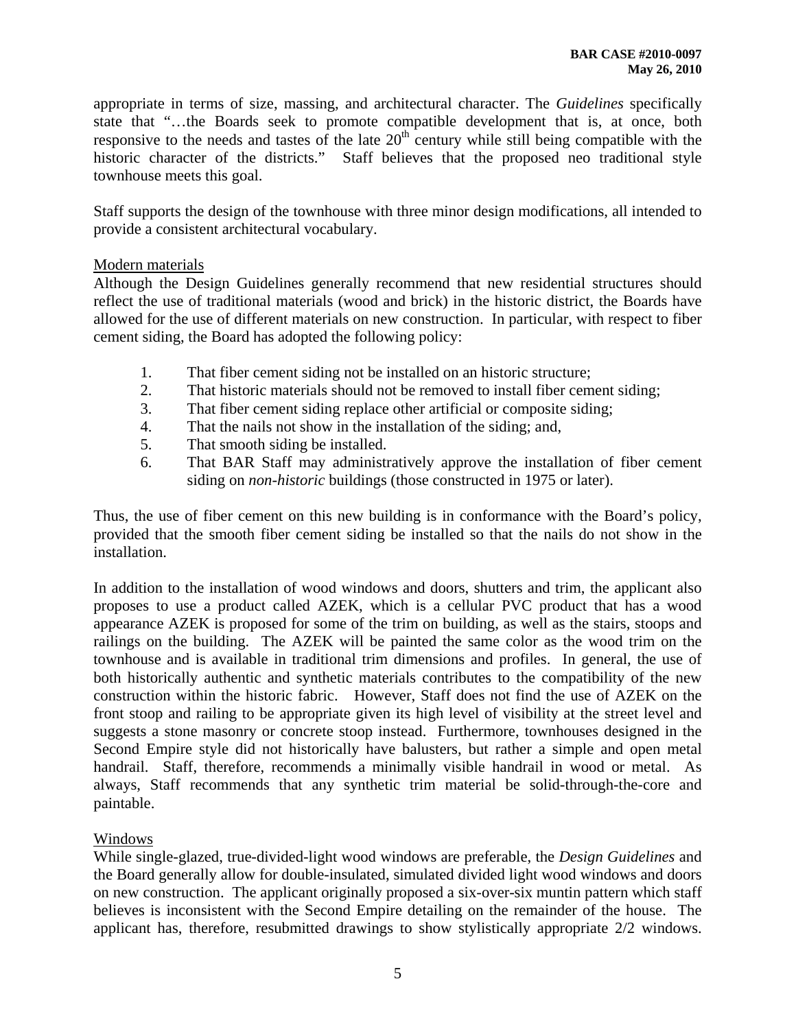appropriate in terms of size, massing, and architectural character. The *Guidelines* specifically state that "…the Boards seek to promote compatible development that is, at once, both responsive to the needs and tastes of the late 20th century while still being compatible with the historic character of the districts." Staff believes that the proposed neo traditional style townhouse meets this goal.

Staff supports the design of the townhouse with three minor design modifications, all intended to provide a consistent architectural vocabulary.

Modern materials

Although the Design Guidelines generally recommend that new residential structures should reflect the use of traditional materials (wood and brick) in the historic district, the Boards have allowed for the use of different materials on new construction. In particular, with respect to fiber cement siding, the Board has adopted the following policy:

1. That fiber cement siding not be installed on an historic structure;
2. That historic materials should not be removed to install fiber cement siding;
3. That fiber cement siding replace other artificial or composite siding;
4. That the nails not show in the installation of the siding; and,
5. That smooth siding be installed.
6. That BAR Staff may administratively approve the installation of fiber cement siding on *non-historic* buildings (those constructed in 1975 or later).

Thus, the use of fiber cement on this new building is in conformance with the Board's policy, provided that the smooth fiber cement siding be installed so that the nails do not show in the installation.

In addition to the installation of wood windows and doors, shutters and trim, the applicant also proposes to use a product called AZEK, which is a cellular PVC product that has a wood appearance AZEK is proposed for some of the trim on building, as well as the stairs, stoops and railings on the building. The AZEK will be painted the same color as the wood trim on the townhouse and is available in traditional trim dimensions and profiles. In general, the use of both historically authentic and synthetic materials contributes to the compatibility of the new construction within the historic fabric. However, Staff does not find the use of AZEK on the front stoop and railing to be appropriate given its high level of visibility at the street level and suggests a stone masonry or concrete stoop instead. Furthermore, townhouses designed in the Second Empire style did not historically have balusters, but rather a simple and open metal handrail. Staff, therefore, recommends a minimally visible handrail in wood or metal. As always, Staff recommends that any synthetic trim material be solid-through-the-core and paintable.

Windows

While single-glazed, true-divided-light wood windows are preferable, the *Design Guidelines* and the Board generally allow for double-insulated, simulated divided light wood windows and doors on new construction. The applicant originally proposed a six-over-six muntin pattern which staff believes is inconsistent with the Second Empire detailing on the remainder of the house. The applicant has, therefore, resubmitted drawings to show stylistically appropriate 2/2 windows.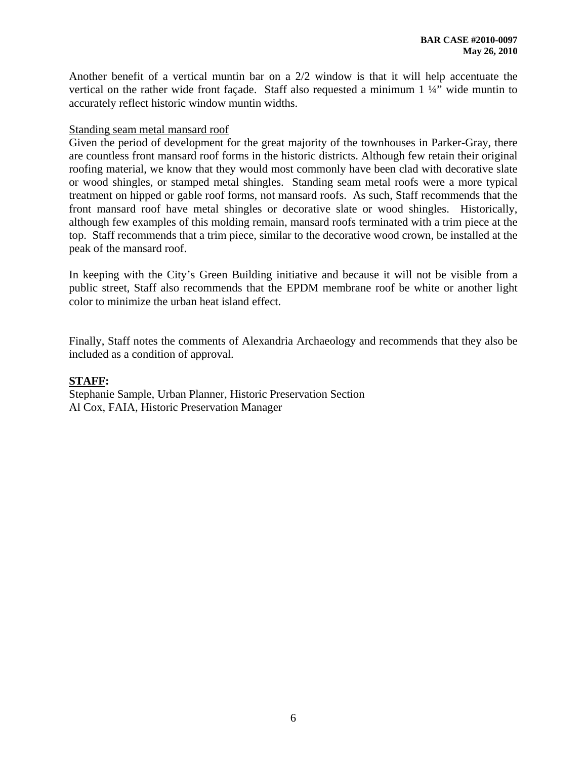Another benefit of a vertical muntin bar on a 2/2 window is that it will help accentuate the vertical on the rather wide front façade. Staff also requested a minimum 1 ¼" wide muntin to accurately reflect historic window muntin widths.

<u>Standing seam metal mansard roof</u>

Given the period of development for the great majority of the townhouses in Parker-Gray, there are countless front mansard roof forms in the historic districts. Although few retain their original roofing material, we know that they would most commonly have been clad with decorative slate or wood shingles, or stamped metal shingles. Standing seam metal roofs were a more typical treatment on hipped or gable roof forms, not mansard roofs. As such, Staff recommends that the front mansard roof have metal shingles or decorative slate or wood shingles. Historically, although few examples of this molding remain, mansard roofs terminated with a trim piece at the top. Staff recommends that a trim piece, similar to the decorative wood crown, be installed at the peak of the mansard roof.

In keeping with the City's Green Building initiative and because it will not be visible from a public street, Staff also recommends that the EPDM membrane roof be white or another light color to minimize the urban heat island effect.

Finally, Staff notes the comments of Alexandria Archaeology and recommends that they also be included as a condition of approval.

**<u>STAFF</u>:**

Stephanie Sample, Urban Planner, Historic Preservation Section
Al Cox, FAIA, Historic Preservation Manager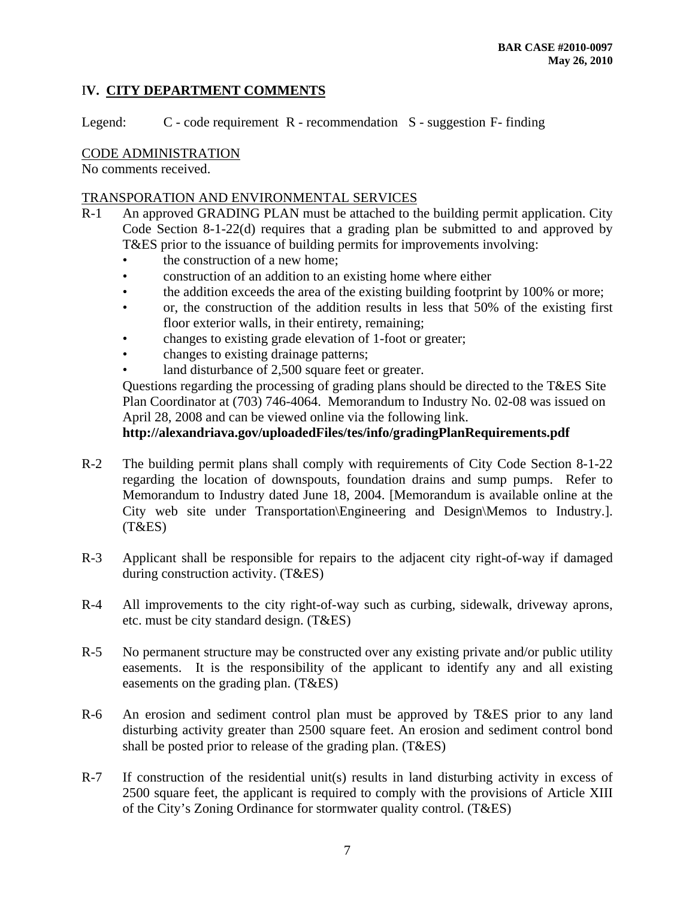BAR CASE #2010-0097
May 26, 2010

## IV. CITY DEPARTMENT COMMENTS

Legend: C - code requirement R - recommendation S - suggestion F- finding

CODE ADMINISTRATION

No comments received.

TRANSPORATION AND ENVIRONMENTAL SERVICES

R-1 An approved GRADING PLAN must be attached to the building permit application. City Code Section 8-1-22(d) requires that a grading plan be submitted to and approved by T&ES prior to the issuance of building permits for improvements involving:

- the construction of a new home;
- construction of an addition to an existing home where either
- the addition exceeds the area of the existing building footprint by 100% or more;
- or, the construction of the addition results in less that 50% of the existing first floor exterior walls, in their entirety, remaining;
- changes to existing grade elevation of 1-foot or greater;
- changes to existing drainage patterns;
- land disturbance of 2,500 square feet or greater.

Questions regarding the processing of grading plans should be directed to the T&ES Site Plan Coordinator at (703) 746-4064. Memorandum to Industry No. 02-08 was issued on April 28, 2008 and can be viewed online via the following link.
**http://alexandriava.gov/uploadedFiles/tes/info/gradingPlanRequirements.pdf**

R-2 The building permit plans shall comply with requirements of City Code Section 8-1-22 regarding the location of downspouts, foundation drains and sump pumps. Refer to Memorandum to Industry dated June 18, 2004. [Memorandum is available online at the City web site under Transportation\Engineering and Design\Memos to Industry.]. (T&ES)

R-3 Applicant shall be responsible for repairs to the adjacent city right-of-way if damaged during construction activity. (T&ES)

R-4 All improvements to the city right-of-way such as curbing, sidewalk, driveway aprons, etc. must be city standard design. (T&ES)

R-5 No permanent structure may be constructed over any existing private and/or public utility easements. It is the responsibility of the applicant to identify any and all existing easements on the grading plan. (T&ES)

R-6 An erosion and sediment control plan must be approved by T&ES prior to any land disturbing activity greater than 2500 square feet. An erosion and sediment control bond shall be posted prior to release of the grading plan. (T&ES)

R-7 If construction of the residential unit(s) results in land disturbing activity in excess of 2500 square feet, the applicant is required to comply with the provisions of Article XIII of the City's Zoning Ordinance for stormwater quality control. (T&ES)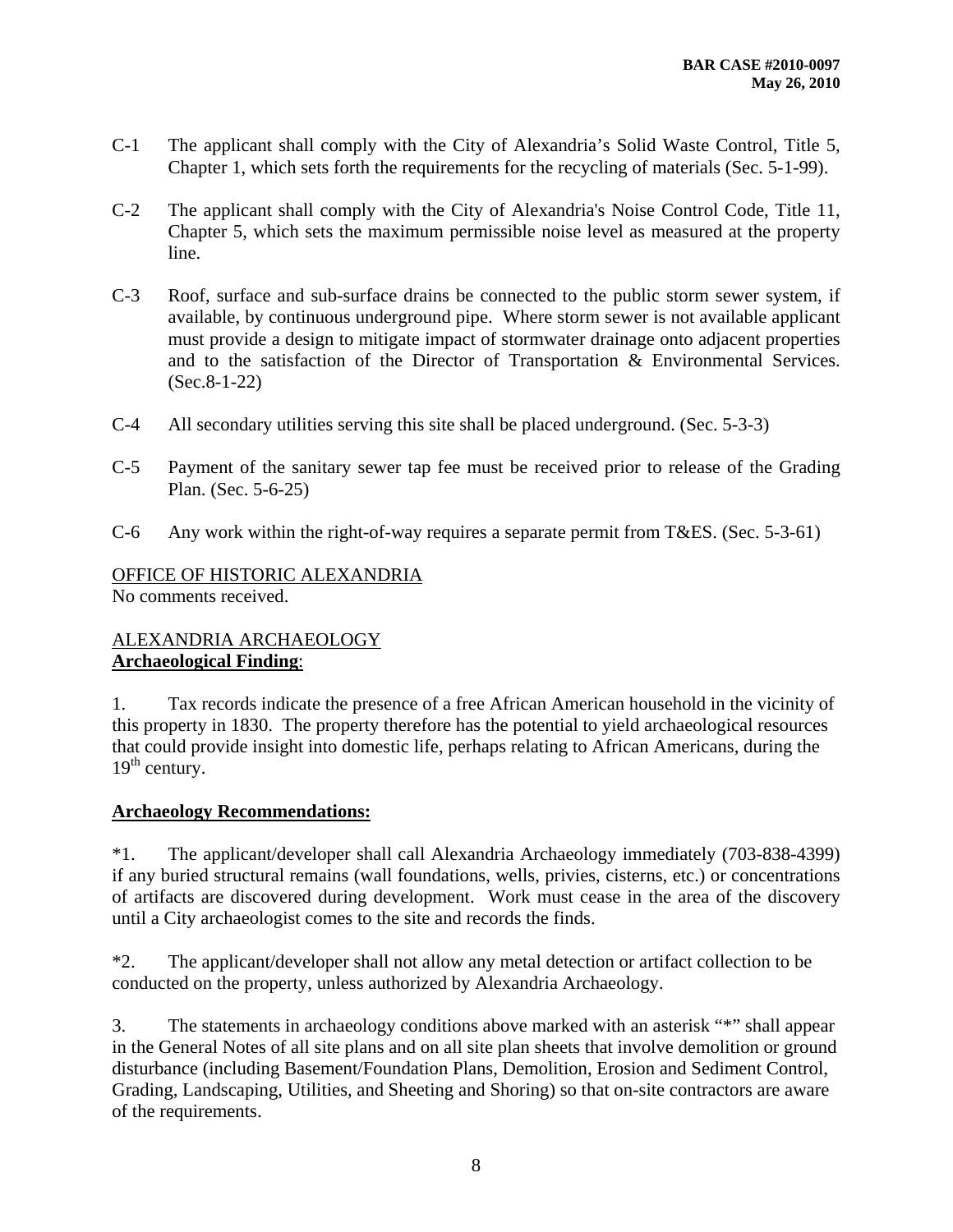C-1 The applicant shall comply with the City of Alexandria's Solid Waste Control, Title 5, Chapter 1, which sets forth the requirements for the recycling of materials (Sec. 5-1-99).

C-2 The applicant shall comply with the City of Alexandria's Noise Control Code, Title 11, Chapter 5, which sets the maximum permissible noise level as measured at the property line.

C-3 Roof, surface and sub-surface drains be connected to the public storm sewer system, if available, by continuous underground pipe. Where storm sewer is not available applicant must provide a design to mitigate impact of stormwater drainage onto adjacent properties and to the satisfaction of the Director of Transportation & Environmental Services. (Sec.8-1-22)

C-4 All secondary utilities serving this site shall be placed underground. (Sec. 5-3-3)

C-5 Payment of the sanitary sewer tap fee must be received prior to release of the Grading Plan. (Sec. 5-6-25)

C-6 Any work within the right-of-way requires a separate permit from T&ES. (Sec. 5-3-61)

OFFICE OF HISTORIC ALEXANDRIA
No comments received.

ALEXANDRIA ARCHAEOLOGY
**Archaeological Finding**:

1. Tax records indicate the presence of a free African American household in the vicinity of this property in 1830. The property therefore has the potential to yield archaeological resources that could provide insight into domestic life, perhaps relating to African Americans, during the 19th century.

**Archaeology Recommendations:**

*1. The applicant/developer shall call Alexandria Archaeology immediately (703-838-4399) if any buried structural remains (wall foundations, wells, privies, cisterns, etc.) or concentrations of artifacts are discovered during development. Work must cease in the area of the discovery until a City archaeologist comes to the site and records the finds.

*2. The applicant/developer shall not allow any metal detection or artifact collection to be conducted on the property, unless authorized by Alexandria Archaeology.

3. The statements in archaeology conditions above marked with an asterisk "*" shall appear in the General Notes of all site plans and on all site plan sheets that involve demolition or ground disturbance (including Basement/Foundation Plans, Demolition, Erosion and Sediment Control, Grading, Landscaping, Utilities, and Sheeting and Shoring) so that on-site contractors are aware of the requirements.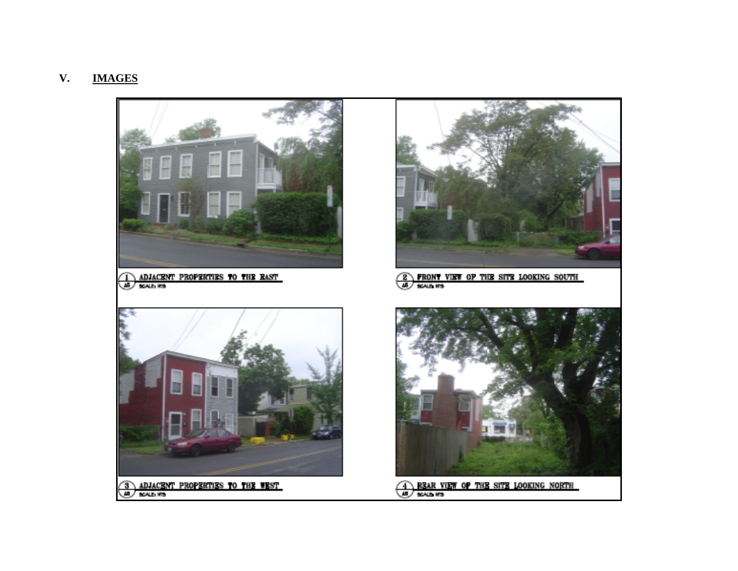## V. IMAGES

1 ADJACENT PROPERTIES TO THE EAST
A5 SCALE: NTS

2 FRONT VIEW OF THE SITE LOOKING SOUTH
A5 SCALE: NTS

3 ADJACENT PROPERTIES TO THE WEST
A5 SCALE: NTS

4 REAR VIEW OF THE SITE LOOKING NORTH
A5 SCALE: NTS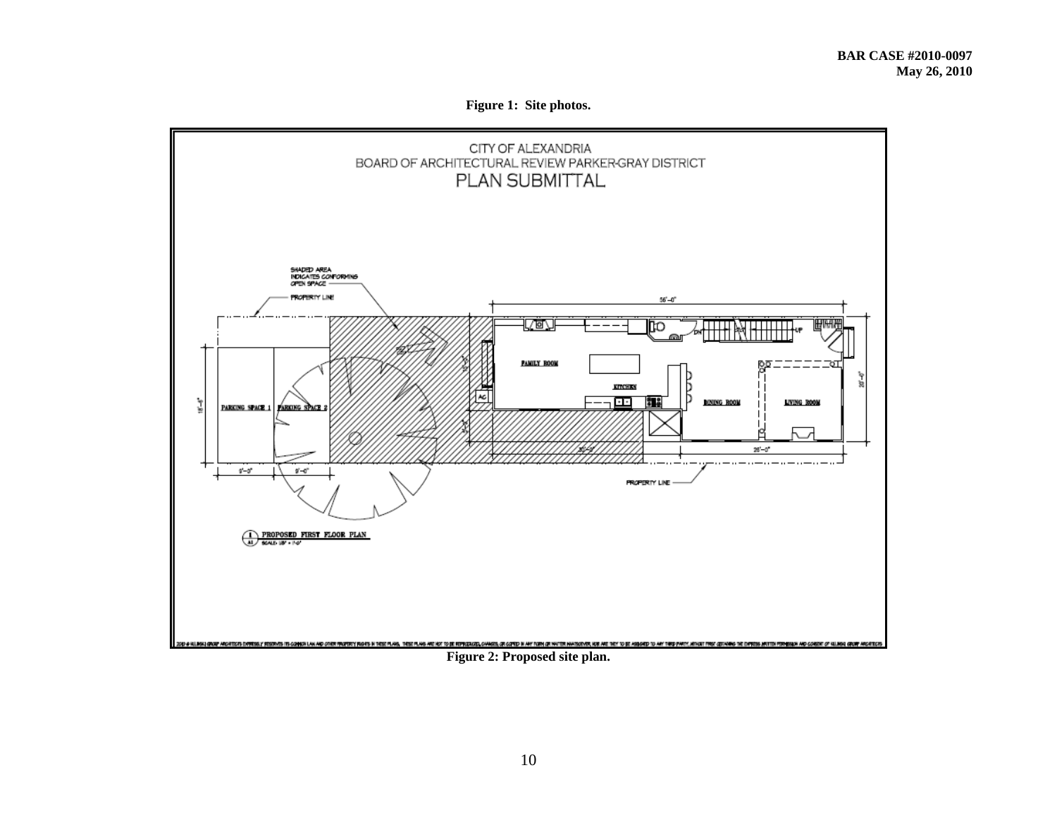**Figure 1: Site photos.**

CITY OF ALEXANDRIA
BOARD OF ARCHITECTURAL REVIEW PARKER-GRAY DISTRICT
PLAN SUBMITTAL

SHADED AREA INDICATES CONFORMING OPEN SPACE

PROPERTY LINE

56'-0"

FAMILY ROOM

KITCHEN

DINING ROOM

LIVING ROOM

PARKING SPACE 1

PARKING SPACE 2

9'-0"

9'-0"

30'-0"

26'-0"

PROPERTY LINE

PROPOSED FIRST FLOOR PLAN
SCALE: 1/8" = 1'-0"

**Figure 2: Proposed site plan.**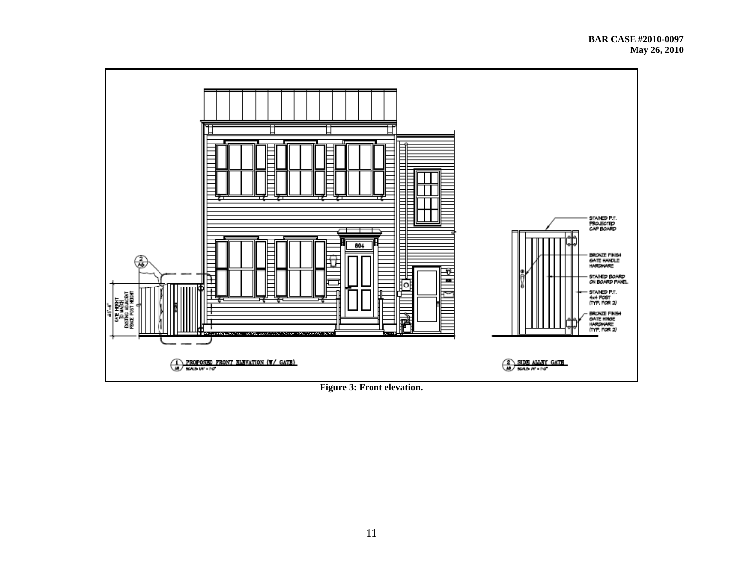**Figure 3: Front elevation.**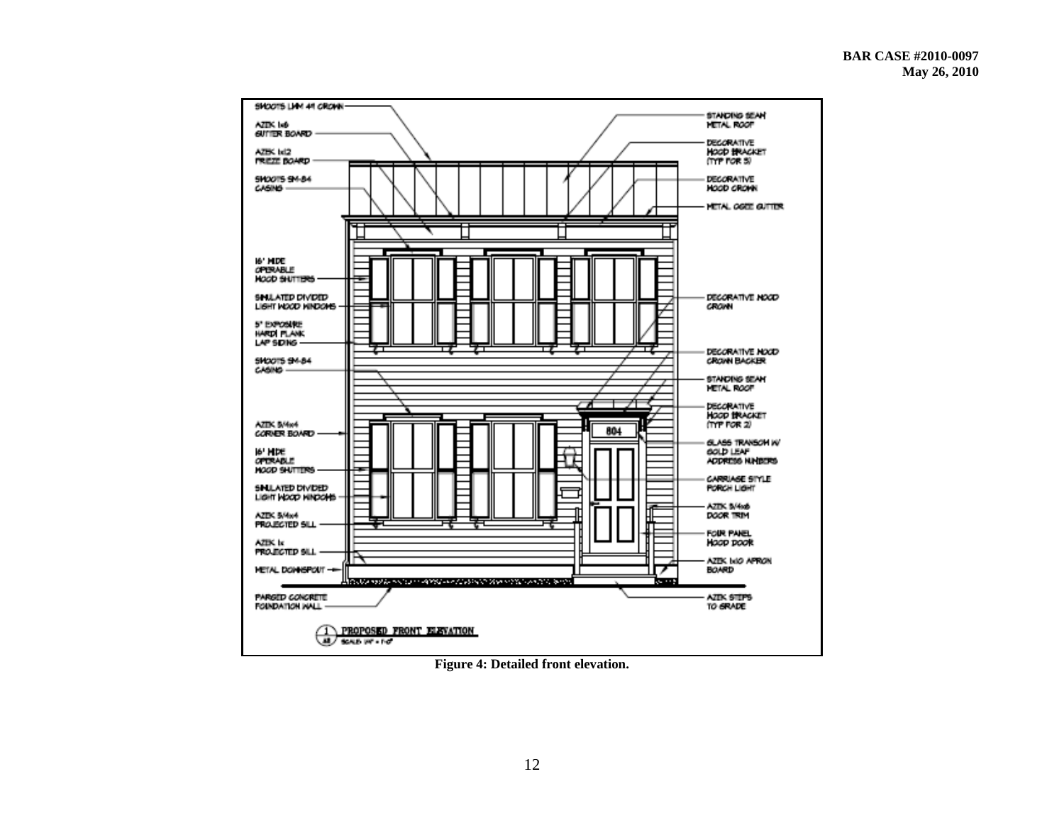**Figure 4: Detailed front elevation.**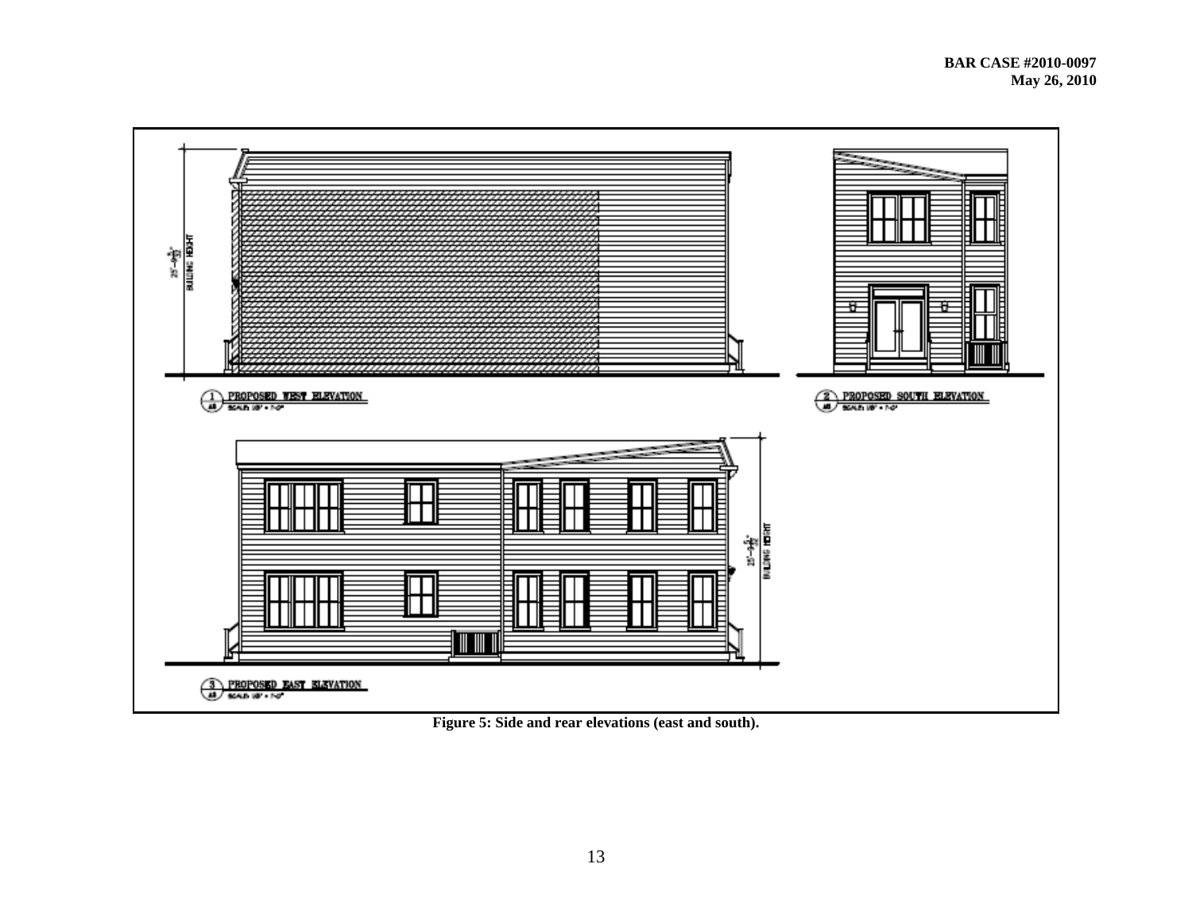**BAR CASE #2010-0097**
**May 26, 2010**

**Figure 5: Side and rear elevations (east and south).**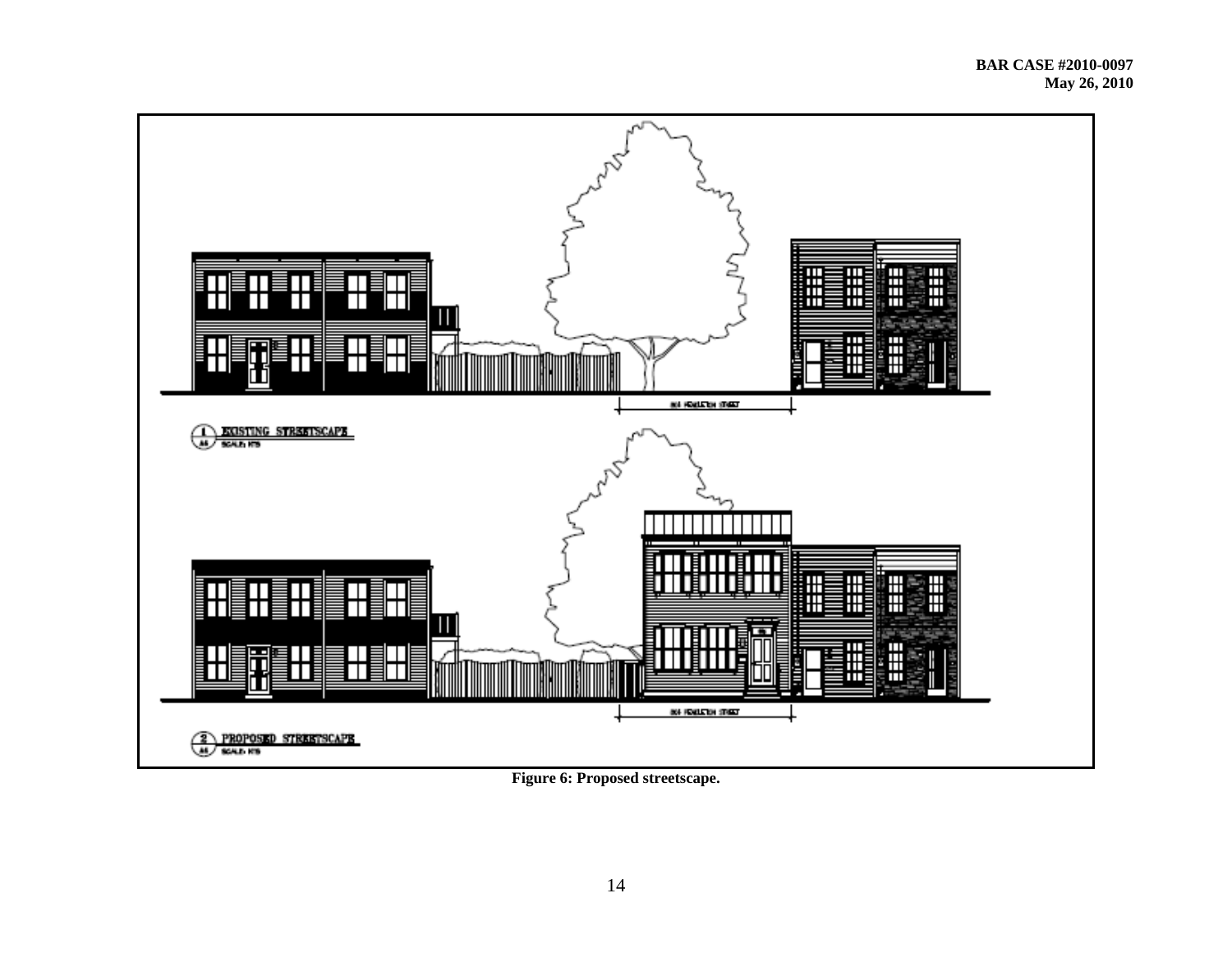1 EXISTING STREETSCAPE
SCALE: NTS

2 PROPOSED STREETSCAPE
SCALE: NTS

**Figure 6: Proposed streetscape.**